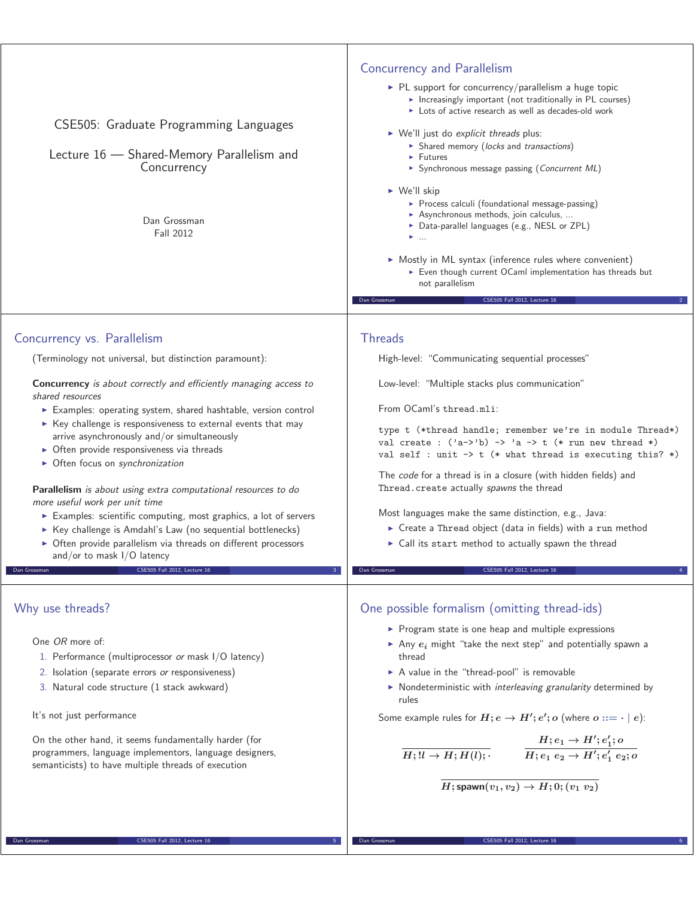# CSE505: Graduate Programming Languages

## Lecture 16 — Shared-Memory Parallelism and Concurrency

Dan Grossman
Fall 2012

## Concurrency and Parallelism

- PL support for concurrency/parallelism a huge topic
  - Increasingly important (not traditionally in PL courses)
  - Lots of active research as well as decades-old work
- We'll just do *explicit threads* plus:
  - Shared memory (*locks* and *transactions*)
  - Futures
  - Synchronous message passing (*Concurrent ML*)
- We'll skip
  - Process calculi (foundational message-passing)
  - Asynchronous methods, join calculus, ...
  - Data-parallel languages (e.g., NESL or ZPL)
  - ...
- Mostly in ML syntax (inference rules where convenient)
  - Even though current OCaml implementation has threads but not parallelism

## Concurrency vs. Parallelism

(Terminology not universal, but distinction paramount):

**Concurrency** *is about correctly and efficiently managing access to shared resources*

- Examples: operating system, shared hashtable, version control
- Key challenge is responsiveness to external events that may arrive asynchronously and/or simultaneously
- Often provide responsiveness via threads
- Often focus on *synchronization*

**Parallelism** *is about using extra computational resources to do more useful work per unit time*

- Examples: scientific computing, most graphics, a lot of servers
- Key challenge is Amdahl's Law (no sequential bottlenecks)
- Often provide parallelism via threads on different processors and/or to mask I/O latency

## Threads

High-level: "Communicating sequential processes"

Low-level: "Multiple stacks plus communication"

From OCaml's `thread.mli`:

```
type t (*thread handle; remember we're in module Thread*)
val create : ('a->'b) -> 'a -> t (* run new thread *)
val self : unit -> t (* what thread is executing this? *)
```

The *code* for a thread is in a closure (with hidden fields) and `Thread.create` actually *spawns* the thread

Most languages make the same distinction, e.g., Java:

- Create a `Thread` object (data in fields) with a `run` method
- Call its `start` method to actually spawn the thread

## Why use threads?

One *OR* more of:

1. Performance (multiprocessor *or* mask I/O latency)
2. Isolation (separate errors *or* responsiveness)
3. Natural code structure (1 stack awkward)

It's not just performance

On the other hand, it seems fundamentally harder (for programmers, language implementors, language designers, semanticists) to have multiple threads of execution

## One possible formalism (omitting thread-ids)

- Program state is one heap and multiple expressions
- Any $e_i$ might "take the next step" and potentially spawn a thread
- A value in the "thread-pool" is removable
- Nondeterministic with *interleaving granularity* determined by rules

Some example rules for $H; e \rightarrow H'; e'; o$ (where $o ::= \cdot \mid e$):

$$\frac{}{H; !l \rightarrow H; H(l); \cdot} \qquad \frac{H; e_1 \rightarrow H'; e_1'; o}{H; e_1\ e_2 \rightarrow H'; e_1'\ e_2; o}$$

$$\frac{}{H; \mathsf{spawn}(v_1, v_2) \rightarrow H; 0; (v_1\ v_2)}$$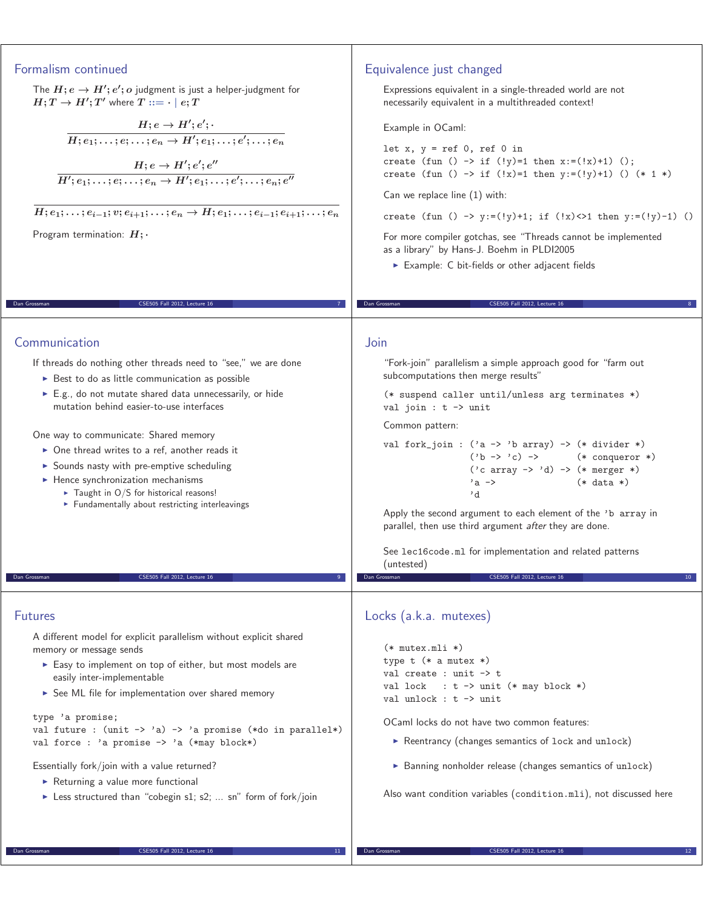## Formalism continued

The $H; e \to H'; e'; o$ judgment is just a helper-judgment for $H; T \to H'; T'$ where $T ::= \cdot \mid e; T$

$$\frac{H; e \to H'; e'; \cdot}{H; e_1; \ldots; e; \ldots; e_n \to H'; e_1; \ldots; e'; \ldots; e_n}$$

$$\frac{H; e \to H'; e'; e''}{H'; e_1; \ldots; e; \ldots; e_n \to H'; e_1; \ldots; e'; \ldots; e_n; e''}$$

$$\frac{}{H; e_1; \ldots; e_{i-1}; v; e_{i+1}; \ldots; e_n \to H; e_1; \ldots; e_{i-1}; e_{i+1}; \ldots; e_n}$$

Program termination: $H; \cdot$

## Equivalence just changed

Expressions equivalent in a single-threaded world are not necessarily equivalent in a multithreaded context!

Example in OCaml:

```
let x, y = ref 0, ref 0 in
create (fun () -> if (!y)=1 then x:=(!x)+1) ();
create (fun () -> if (!x)=1 then y:=(!y)+1) () (* 1 *)
```

Can we replace line (1) with:

```
create (fun () -> y:=(!y)+1; if (!x)<>1 then y:=(!y)-1) ()
```

For more compiler gotchas, see "Threads cannot be implemented as a library" by Hans-J. Boehm in PLDI2005

- Example: C bit-fields or other adjacent fields

## Communication

If threads do nothing other threads need to "see," we are done

- Best to do as little communication as possible
- E.g., do not mutate shared data unnecessarily, or hide mutation behind easier-to-use interfaces

One way to communicate: Shared memory

- One thread writes to a ref, another reads it
- Sounds nasty with pre-emptive scheduling
- Hence synchronization mechanisms
  - Taught in O/S for historical reasons!
  - Fundamentally about restricting interleavings

## Join

"Fork-join" parallelism a simple approach good for "farm out subcomputations then merge results"

```
(* suspend caller until/unless arg terminates *)
val join : t -> unit
```

Common pattern:

```
val fork_join : ('a -> 'b array) -> (* divider *)
                ('b -> 'c) ->       (* conqueror *)
                ('c array -> 'd) -> (* merger *)
                'a ->               (* data *)
                'd
```

Apply the second argument to each element of the `'b array` in parallel, then use third argument *after* they are done.

See `lec16code.ml` for implementation and related patterns (untested)

## Futures

A different model for explicit parallelism without explicit shared memory or message sends

- Easy to implement on top of either, but most models are easily inter-implementable
- See ML file for implementation over shared memory

```
type 'a promise;
val future : (unit -> 'a) -> 'a promise (*do in parallel*)
val force : 'a promise -> 'a (*may block*)
```

Essentially fork/join with a value returned?

- Returning a value more functional
- Less structured than "cobegin s1; s2; ... sn" form of fork/join

## Locks (a.k.a. mutexes)

```
(* mutex.mli *)
type t (* a mutex *)
val create : unit -> t
val lock   : t -> unit (* may block *)
val unlock : t -> unit
```

OCaml locks do not have two common features:

- Reentrancy (changes semantics of `lock` and `unlock`)
- Banning nonholder release (changes semantics of `unlock`)

Also want condition variables (`condition.mli`), not discussed here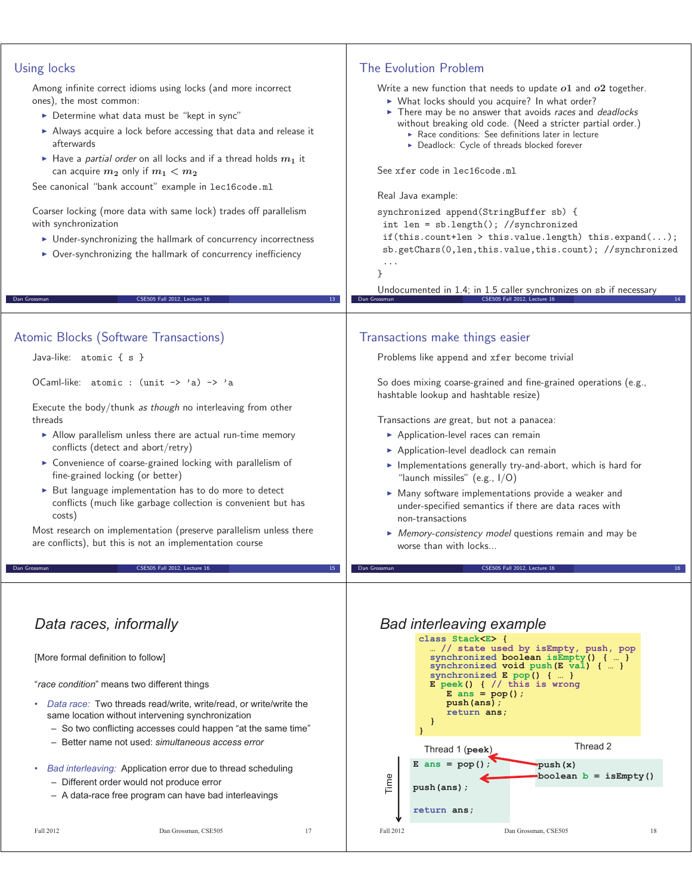## Using locks

Among infinite correct idioms using locks (and more incorrect ones), the most common:

- Determine what data must be "kept in sync"
- Always acquire a lock before accessing that data and release it afterwards
- Have a *partial order* on all locks and if a thread holds $m_1$ it can acquire $m_2$ only if $m_1 < m_2$

See canonical "bank account" example in `lec16code.ml`

Coarser locking (more data with same lock) trades off parallelism with synchronization

- Under-synchronizing the hallmark of concurrency incorrectness
- Over-synchronizing the hallmark of concurrency inefficiency

## The Evolution Problem

Write a new function that needs to update $o1$ and $o2$ together.

- What locks should you acquire? In what order?
- There may be no answer that avoids *races* and *deadlocks* without breaking old code. (Need a stricter partial order.)
  - Race conditions: See definitions later in lecture
  - Deadlock: Cycle of threads blocked forever

See `xfer` code in `lec16code.ml`

Real Java example:

```
synchronized append(StringBuffer sb) {
 int len = sb.length(); //synchronized
 if(this.count+len > this.value.length) this.expand(...);
 sb.getChars(0,len,this.value,this.count); //synchronized
 ...
}
```

Undocumented in 1.4; in 1.5 caller synchronizes on `sb` if necessary

## Atomic Blocks (Software Transactions)

Java-like: `atomic { s }`

OCaml-like: `atomic : (unit -> 'a) -> 'a`

Execute the body/thunk *as though* no interleaving from other threads

- Allow parallelism unless there are actual run-time memory conflicts (detect and abort/retry)
- Convenience of coarse-grained locking with parallelism of fine-grained locking (or better)
- But language implementation has to do more to detect conflicts (much like garbage collection is convenient but has costs)

Most research on implementation (preserve parallelism unless there are conflicts), but this is not an implementation course

## Transactions make things easier

Problems like `append` and `xfer` become trivial

So does mixing coarse-grained and fine-grained operations (e.g., hashtable lookup and hashtable resize)

Transactions *are* great, but not a panacea:

- Application-level races can remain
- Application-level deadlock can remain
- Implementations generally try-and-abort, which is hard for "launch missiles" (e.g., I/O)
- Many software implementations provide a weaker and under-specified semantics if there are data races with non-transactions
- *Memory-consistency model* questions remain and may be worse than with locks...

## *Data races, informally*

[More formal definition to follow]

"*race condition*" means two different things

- *Data race:* Two threads read/write, write/read, or write/write the same location without intervening synchronization
  - So two conflicting accesses could happen "at the same time"
  - Better name not used: *simultaneous access error*
- *Bad interleaving:* Application error due to thread scheduling
  - Different order would not produce error
  - A data-race free program can have bad interleavings

## *Bad interleaving example*

```
class Stack<E> {
  … // state used by isEmpty, push, pop
  synchronized boolean isEmpty() { … }
  synchronized void push(E val) { … }
  synchronized E pop() { … }
  E peek() { // this is wrong
     E ans = pop();
     push(ans);
     return ans;
  }
}
```

Time ↓

| Thread 1 (peek) | Thread 2 |
| --- | --- |
| `E ans = pop();` | |
| | `push(x)` |
| | `boolean b = isEmpty()` |
| `push(ans);` | |
| `return ans;` | |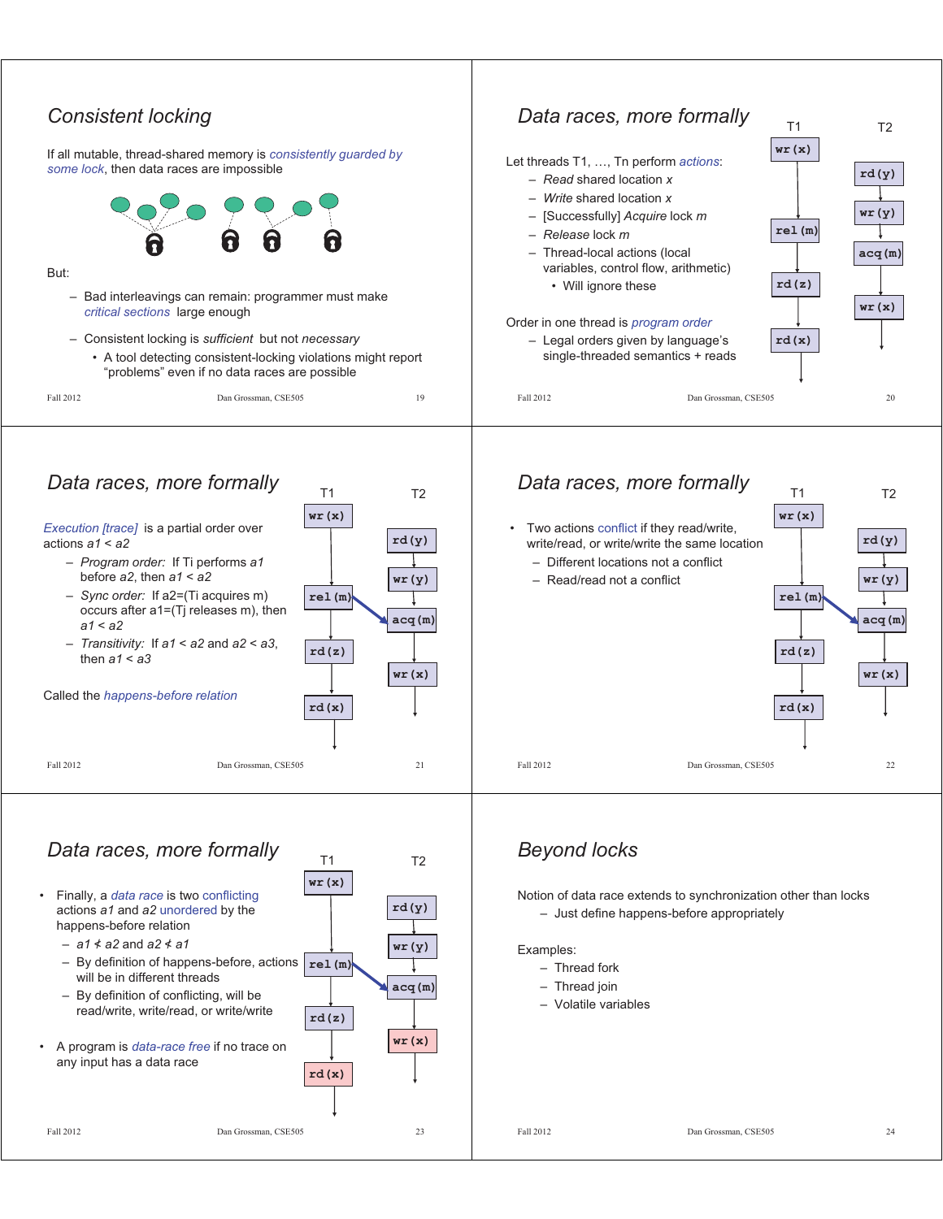## Consistent locking

If all mutable, thread-shared memory is *consistently guarded by some lock*, then data races are impossible

But:

- Bad interleavings can remain: programmer must make *critical sections* large enough
- Consistent locking is *sufficient* but not *necessary*
  - A tool detecting consistent-locking violations might report "problems" even if no data races are possible

## Data races, more formally

Let threads T1, …, Tn perform *actions*:

- *Read* shared location *x*
- *Write* shared location *x*
- [Successfully] *Acquire* lock *m*
- *Release* lock *m*
- Thread-local actions (local variables, control flow, arithmetic)
  - Will ignore these

Order in one thread is *program order*

- Legal orders given by language's single-threaded semantics + reads

| T1 | T2 |
|---|---|
| `wr(x)` | |
| | `rd(y)` |
| | `wr(y)` |
| `rel(m)` | |
| | `acq(m)` |
| `rd(z)` | |
| | `wr(x)` |
| `rd(x)` | |

## Data races, more formally

*Execution [trace]* is a partial order over actions *a1 < a2*

- *Program order:* If Ti performs *a1* before *a2*, then *a1 < a2*
- *Sync order:* If a2=(Ti acquires m) occurs after a1=(Tj releases m), then *a1 < a2*
- *Transitivity:* If *a1 < a2* and *a2 < a3*, then *a1 < a3*

Called the *happens-before relation*

## Data races, more formally

- Two actions *conflict* if they read/write, write/read, or write/write the same location
  - Different locations not a conflict
  - Read/read not a conflict

## Data races, more formally

- Finally, a *data race* is two *conflicting* actions *a1* and *a2* *unordered* by the happens-before relation
  - $a1 \nless a2$ and $a2 \nless a1$
  - By definition of happens-before, actions will be in different threads
  - By definition of conflicting, will be read/write, write/read, or write/write
- A program is *data-race free* if no trace on any input has a data race

## Beyond locks

Notion of data race extends to synchronization other than locks

- Just define happens-before appropriately

Examples:

- Thread fork
- Thread join
- Volatile variables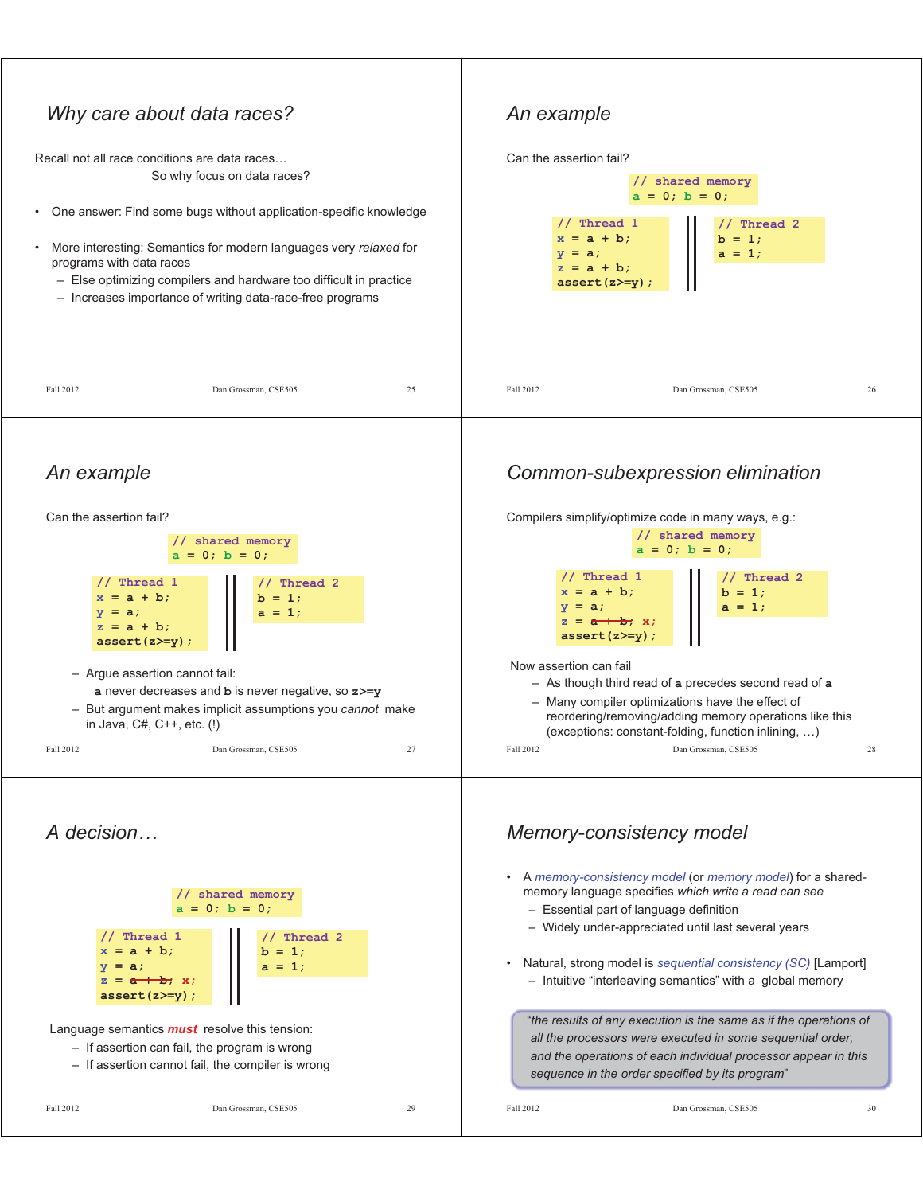## Why care about data races?

Recall not all race conditions are data races…
So why focus on data races?

- One answer: Find some bugs without application-specific knowledge
- More interesting: Semantics for modern languages very *relaxed* for programs with data races
  - Else optimizing compilers and hardware too difficult in practice
  - Increases importance of writing data-race-free programs

## An example

Can the assertion fail?

```
// shared memory
a = 0; b = 0;
```

```
// Thread 1
x = a + b;
y = a;
z = a + b;
assert(z>=y);
```

```
// Thread 2
b = 1;
a = 1;
```

## An example

Can the assertion fail?

```
// shared memory
a = 0; b = 0;
```

```
// Thread 1
x = a + b;
y = a;
z = a + b;
assert(z>=y);
```

```
// Thread 2
b = 1;
a = 1;
```

- Argue assertion cannot fail:
  **a** never decreases and **b** is never negative, so **z>=y**
- But argument makes implicit assumptions you *cannot* make in Java, C#, C++, etc. (!)

## Common-subexpression elimination

Compilers simplify/optimize code in many ways, e.g.:

```
// shared memory
a = 0; b = 0;
```

```
// Thread 1
x = a + b;
y = a;
z = ~~a + b;~~ x;
assert(z>=y);
```

```
// Thread 2
b = 1;
a = 1;
```

Now assertion can fail

- As though third read of **a** precedes second read of **a**
- Many compiler optimizations have the effect of reordering/removing/adding memory operations like this (exceptions: constant-folding, function inlining, …)

## A decision…

```
// shared memory
a = 0; b = 0;
```

```
// Thread 1
x = a + b;
y = a;
z = ~~a + b;~~ x;
assert(z>=y);
```

```
// Thread 2
b = 1;
a = 1;
```

Language semantics ***must*** resolve this tension:

- If assertion can fail, the program is wrong
- If assertion cannot fail, the compiler is wrong

## Memory-consistency model

- A *memory-consistency model* (or *memory model*) for a shared-memory language specifies *which write a read can see*
  - Essential part of language definition
  - Widely under-appreciated until last several years
- Natural, strong model is *sequential consistency (SC)* [Lamport]
  - Intuitive "interleaving semantics" with a global memory

> *"the results of any execution is the same as if the operations of all the processors were executed in some sequential order, and the operations of each individual processor appear in this sequence in the order specified by its program"*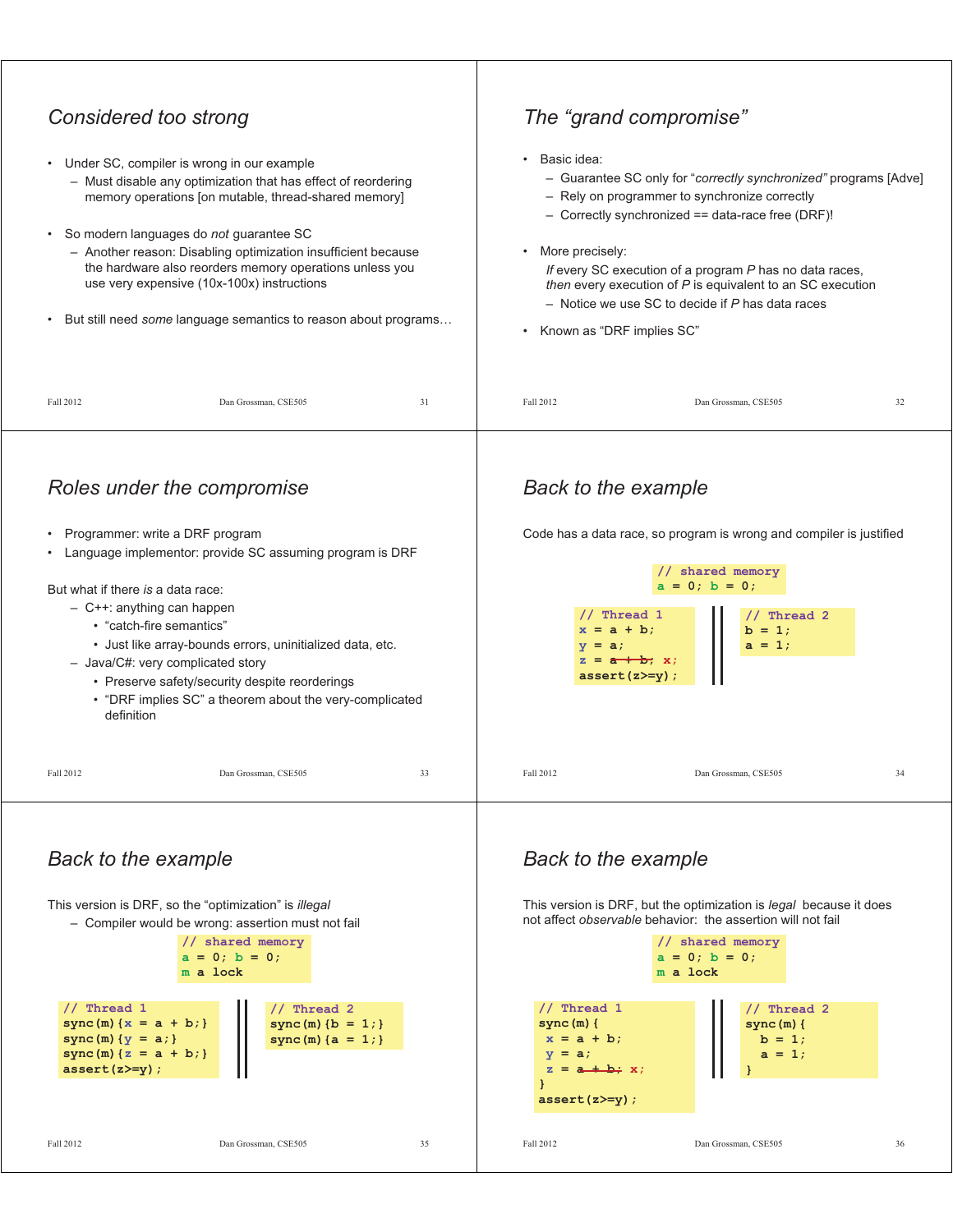## Considered too strong

- Under SC, compiler is wrong in our example
  - Must disable any optimization that has effect of reordering memory operations [on mutable, thread-shared memory]
- So modern languages do *not* guarantee SC
  - Another reason: Disabling optimization insufficient because the hardware also reorders memory operations unless you use very expensive (10x-100x) instructions
- But still need *some* language semantics to reason about programs…

## The "grand compromise"

- Basic idea:
  - Guarantee SC only for "*correctly synchronized"* programs [Adve]
  - Rely on programmer to synchronize correctly
  - Correctly synchronized == data-race free (DRF)!
- More precisely:

  *If* every SC execution of a program *P* has no data races, *then* every execution of *P* is equivalent to an SC execution
  - Notice we use SC to decide if *P* has data races
- Known as "DRF implies SC"

## Roles under the compromise

- Programmer: write a DRF program
- Language implementor: provide SC assuming program is DRF

But what if there *is* a data race:
- C++: anything can happen
  - "catch-fire semantics"
  - Just like array-bounds errors, uninitialized data, etc.
- Java/C#: very complicated story
  - Preserve safety/security despite reorderings
  - "DRF implies SC" a theorem about the very-complicated definition

## Back to the example

Code has a data race, so program is wrong and compiler is justified

```
// shared memory
a = 0; b = 0;
```

```
// Thread 1
x = a + b;
y = a;
z = a + b; x;   (a + b struck out, replaced by x)
assert(z>=y);
```

```
// Thread 2
b = 1;
a = 1;
```

## Back to the example

This version is DRF, so the "optimization" is *illegal*
- Compiler would be wrong: assertion must not fail

```
// shared memory
a = 0; b = 0;
m a lock
```

```
// Thread 1
sync(m){x = a + b;}
sync(m){y = a;}
sync(m){z = a + b;}
assert(z>=y);
```

```
// Thread 2
sync(m){b = 1;}
sync(m){a = 1;}
```

## Back to the example

This version is DRF, but the optimization is *legal* because it does not affect *observable* behavior: the assertion will not fail

```
// shared memory
a = 0; b = 0;
m a lock
```

```
// Thread 1
sync(m){
  x = a + b;
  y = a;
  z = a + b; x;   (a + b struck out, replaced by x)
}
assert(z>=y);
```

```
// Thread 2
sync(m){
  b = 1;
  a = 1;
}
```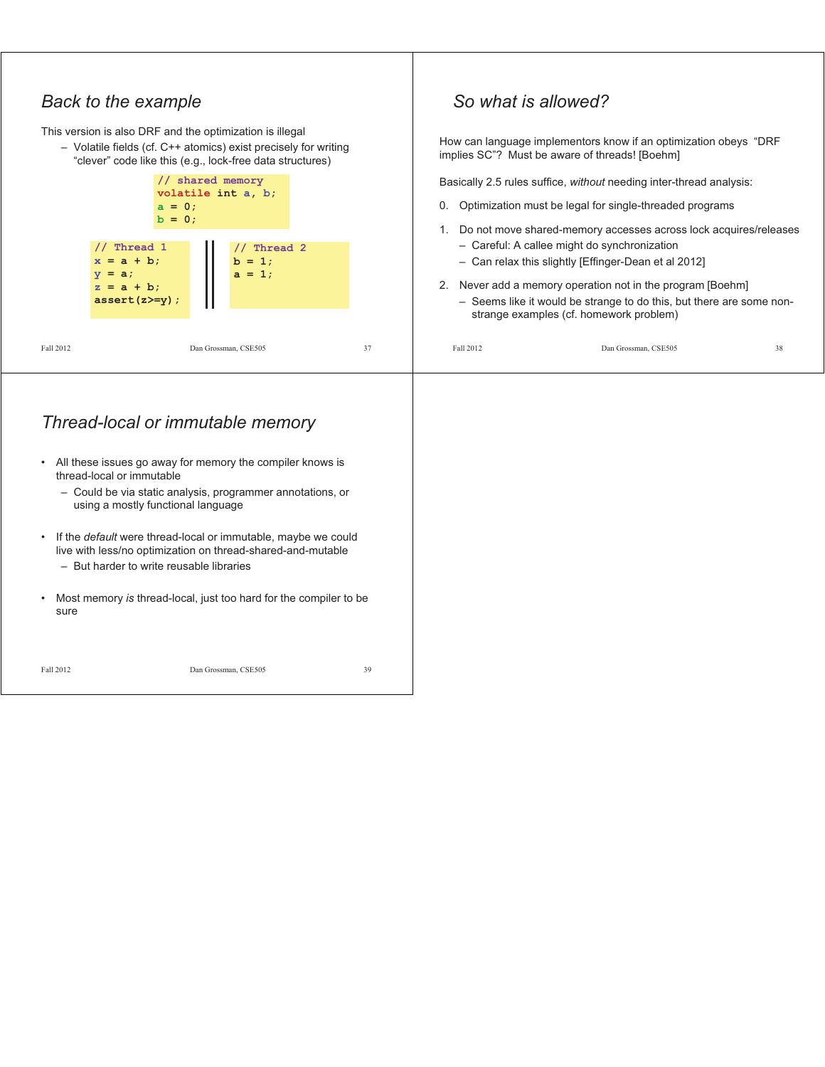## Back to the example

This version is also DRF and the optimization is illegal

- Volatile fields (cf. C++ atomics) exist precisely for writing "clever" code like this (e.g., lock-free data structures)

```
// shared memory
volatile int a, b;
a = 0;
b = 0;
```

```
// Thread 1
x = a + b;
y = a;
z = a + b;
assert(z>=y);
```

```
// Thread 2
b = 1;
a = 1;
```

## So what is allowed?

How can language implementors know if an optimization obeys "DRF implies SC"? Must be aware of threads! [Boehm]

Basically 2.5 rules suffice, *without* needing inter-thread analysis:

0. Optimization must be legal for single-threaded programs
1. Do not move shared-memory accesses across lock acquires/releases
   - Careful: A callee might do synchronization
   - Can relax this slightly [Effinger-Dean et al 2012]
2. Never add a memory operation not in the program [Boehm]
   - Seems like it would be strange to do this, but there are some non-strange examples (cf. homework problem)

## Thread-local or immutable memory

- All these issues go away for memory the compiler knows is thread-local or immutable
  - Could be via static analysis, programmer annotations, or using a mostly functional language
- If the *default* were thread-local or immutable, maybe we could live with less/no optimization on thread-shared-and-mutable
  - But harder to write reusable libraries
- Most memory *is* thread-local, just too hard for the compiler to be sure